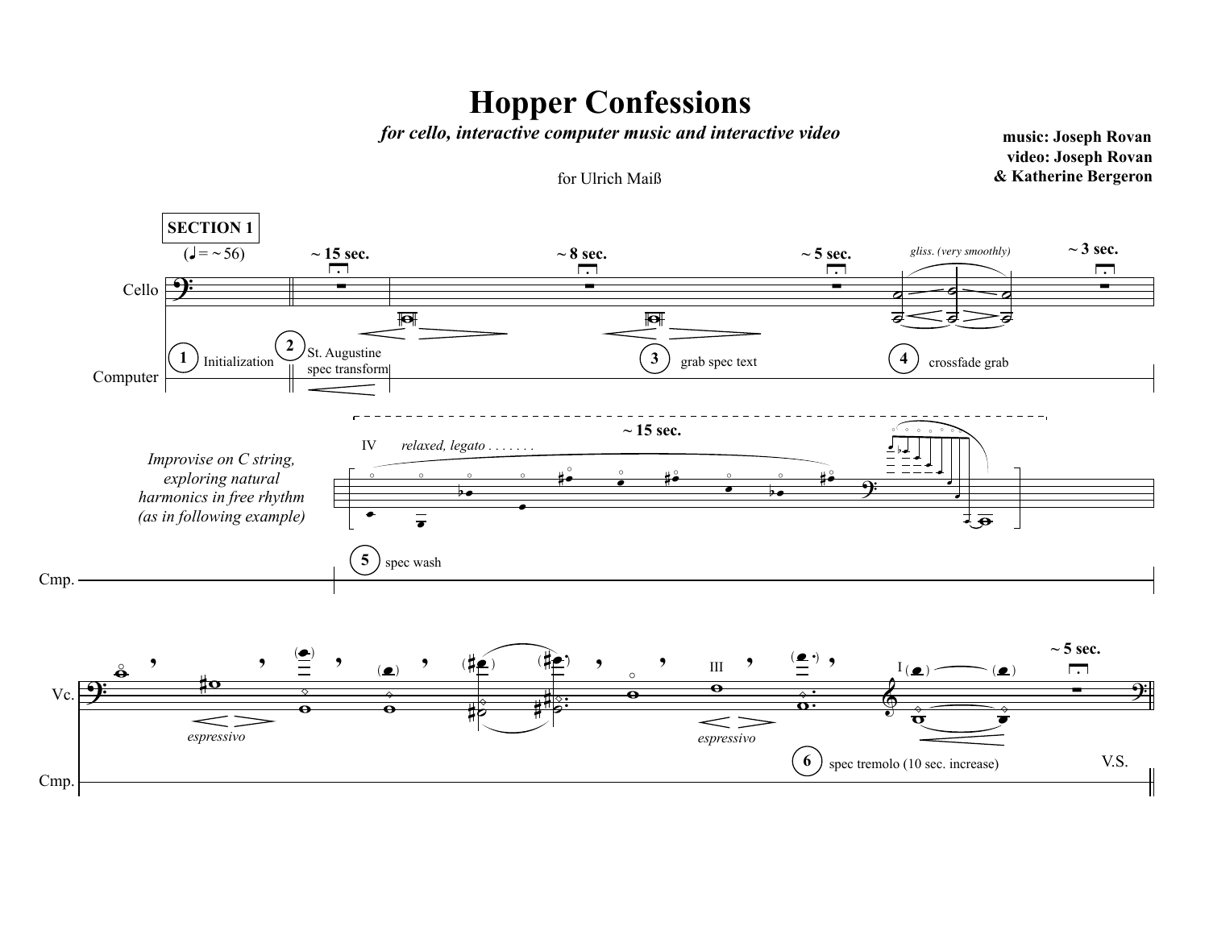# Hopper Confessions

*for cello, interactive computer music and interactive video*

for Ulrich Maiß

**music: Joseph Rovan**
**video: Joseph Rovan**
**& Katherine Bergeron**

**SECTION 1**

(♩ = ~ 56)

**~ 15 sec.** **~ 8 sec.** **~ 5 sec.** *gliss. (very smoothly)* **~ 3 sec.**

Cello

Computer

1 Initialization

2 St. Augustine spec transform

3 grab spec text

4 crossfade grab

*Improvise on C string, exploring natural harmonics in free rhythm (as in following example)*

IV *relaxed, legato . . . . . . .* **~ 15 sec.**

Cmp.

5 spec wash

Vc.

*espressivo*

III

*espressivo*

I

**~ 5 sec.**

Cmp.

6 spec tremolo (10 sec. increase)

V.S.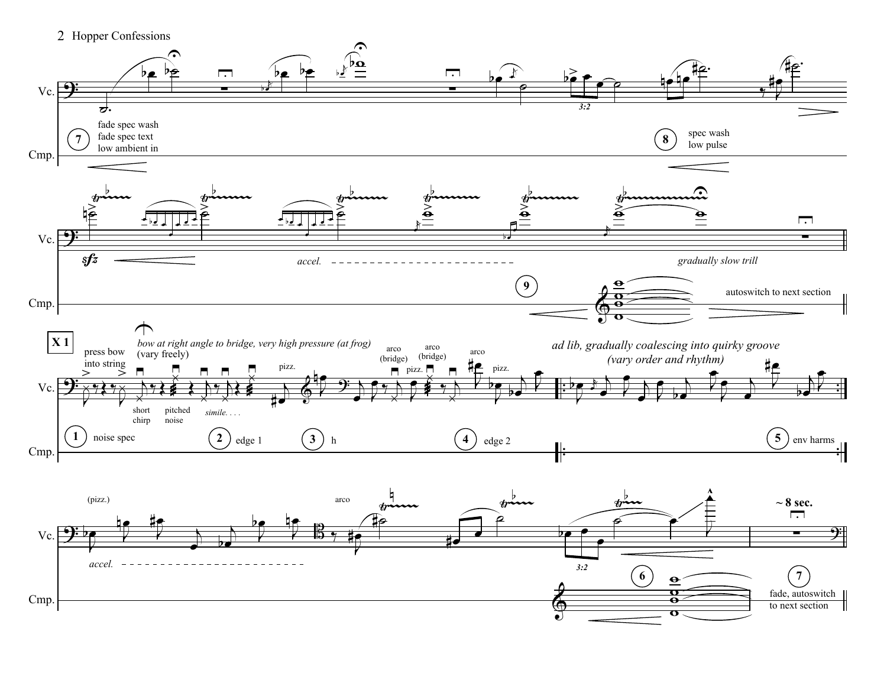Vc.

Cmp.

7 fade spec wash
fade spec text
low ambient in

8 spec wash
low pulse

3:2

Vc.

*sfz*

*accel.*

*gradually slow trill*

Cmp.

9

autoswitch to next section

**X 1**

press bow into string

*bow at right angle to bridge, very high pressure (at frog)*
(vary freely)

short chirp

pitched noise

*simile. . . .*

pizz.

arco (bridge)

pizz.

arco (bridge)

arco

pizz.

*ad lib, gradually coalescing into quirky groove*
*(vary order and rhythm)*

1 noise spec

2 edge 1

3 h

4 edge 2

5 env harms

(pizz.)

*accel.*

arco

3:2

**~ 8 sec.**

6

7 fade, autoswitch to next section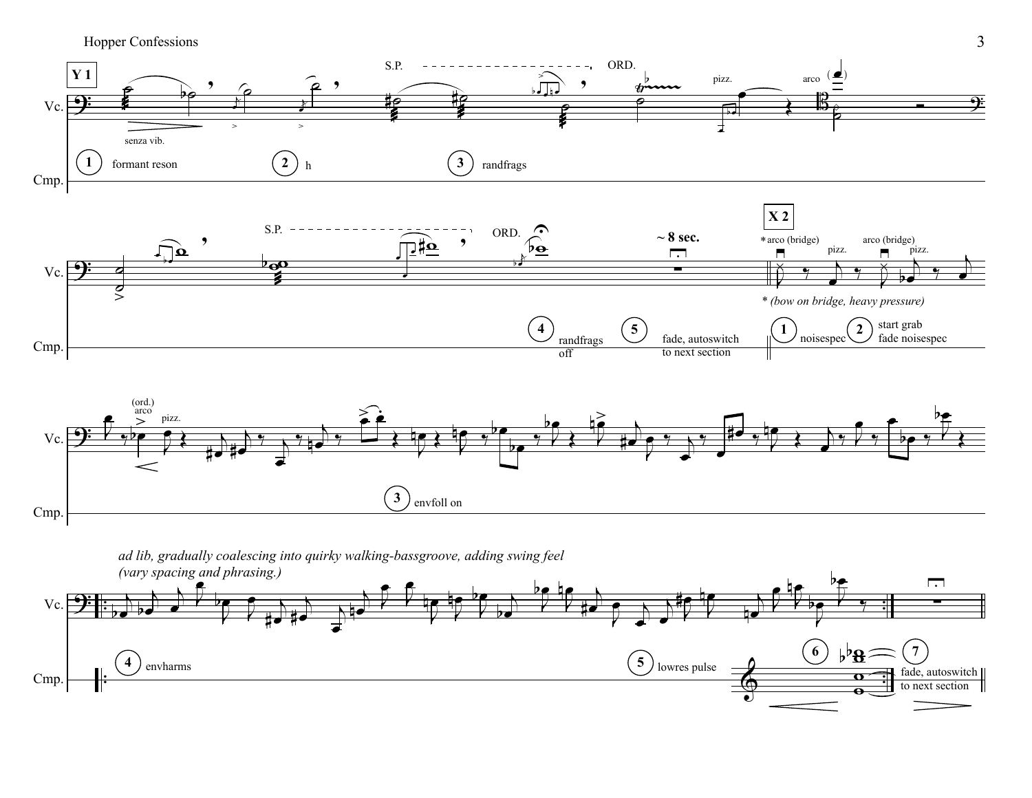**Y 1**

S.P. ORD.

senza vib.

pizz. arco

1 formant reson

2 h

3 randfrags

S.P. ORD.

~ 8 sec.

4 randfrags off

5 fade, autoswitch to next section

**X 2**

*arco (bridge) pizz. arco (bridge) pizz.

* *(bow on bridge, heavy pressure)*

1 noisespec

2 start grab fade noisespec

(ord.) arco pizz.

3 envfoll on

*ad lib, gradually coalescing into quirky walking-bassgroove, adding swing feel (vary spacing and phrasing.)*

4 envharms

5 lowres pulse

6

7 fade, autoswitch to next section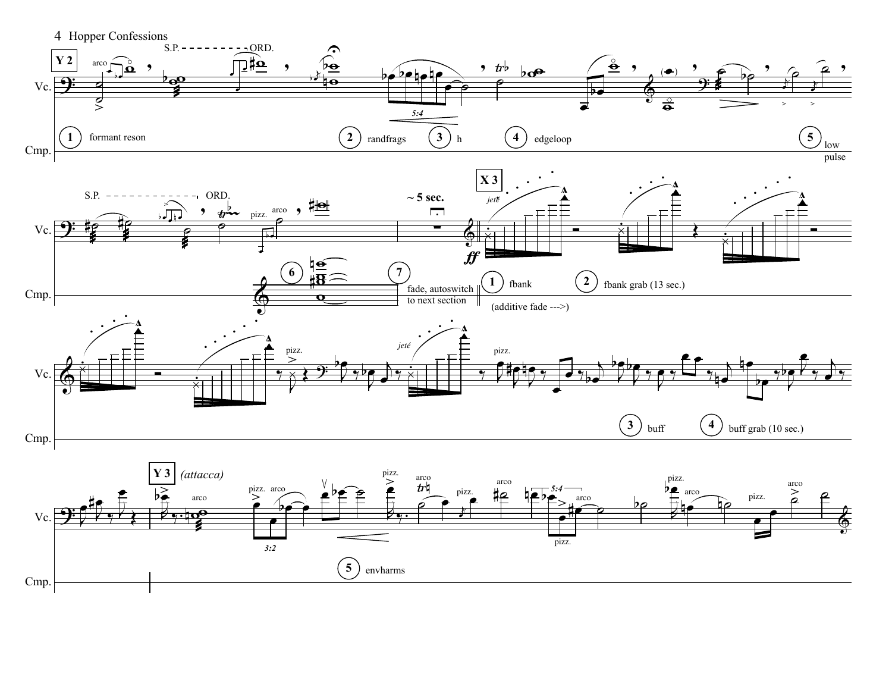**Y 2**

Vc.

arco

S.P. - - - - - - - - - - ORD.

5:4

(1) formant reson

(2) randfrags

(3) h

(4) edgeloop

(5) low pulse

Cmp.

S.P. - - - - - - - - - - ORD.

pizz. arco

~ 5 sec.

**X 3**

*jeté*

*ff*

(6)

(7) fade, autoswitch to next section

(1) fbank

(2) fbank grab (13 sec.)

(additive fade --->)

pizz.

*jeté*

pizz.

(3) buff

(4) buff grab (10 sec.)

**Y 3** *(attacca)*

arco

pizz. arco

3:2

pizz.

arco

pizz.

arco

5:4

arco

pizz.

pizz.

arco

pizz.

arco

(5) envharms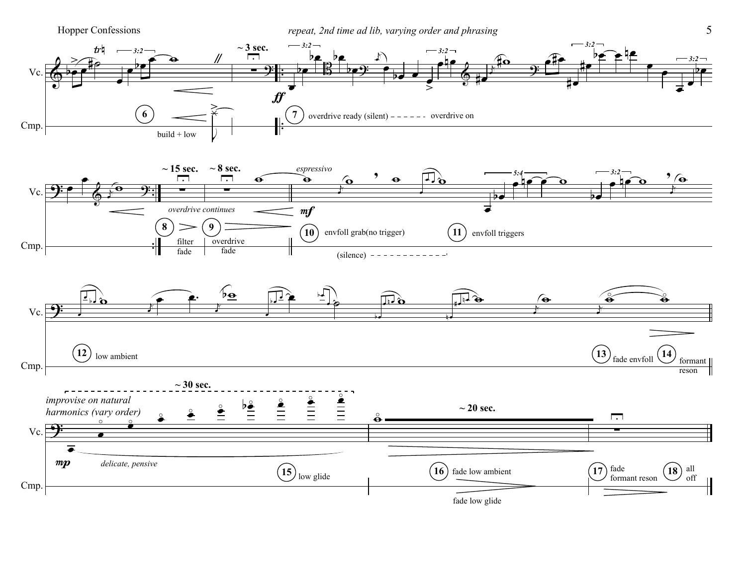*repeat, 2nd time ad lib, varying order and phrasing*

Vc.

Cmp.

~ 3 sec.

*ff*

6 build + low

7 overdrive ready (silent) - - - - - - overdrive on

~ 15 sec. ~ 8 sec.

*overdrive continues*

*espressivo*

*mf*

8 filter fade

9 overdrive fade

10 envfoll grab(no trigger)

(silence) - - - - - - - - - - - - -

11 envfoll triggers

12 low ambient

13 fade envfoll

14 formant reson

~ 30 sec.

*improvise on natural harmonics (vary order)*

*mp* *delicate, pensive*

~ 20 sec.

15 low glide

16 fade low ambient

fade low glide

17 fade formant reson

18 all off